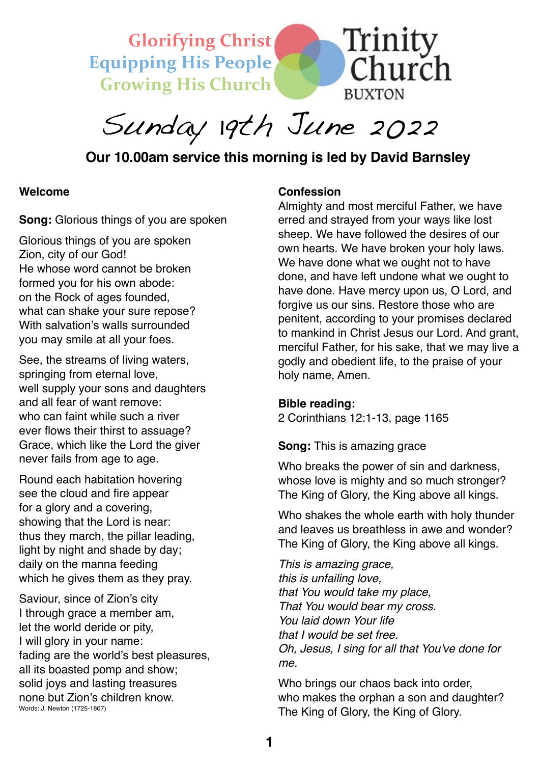Glorifying Christ
Equipping His People
Growing His Church

Trinity Church
BUXTON

# Sunday 19th June 2022

**Our 10.00am service this morning is led by David Barnsley**

**Welcome**

**Song:** Glorious things of you are spoken

Glorious things of you are spoken
Zion, city of our God!
He whose word cannot be broken
formed you for his own abode:
on the Rock of ages founded,
what can shake your sure repose?
With salvation's walls surrounded
you may smile at all your foes.

See, the streams of living waters,
springing from eternal love,
well supply your sons and daughters
and all fear of want remove:
who can faint while such a river
ever flows their thirst to assuage?
Grace, which like the Lord the giver
never fails from age to age.

Round each habitation hovering
see the cloud and fire appear
for a glory and a covering,
showing that the Lord is near:
thus they march, the pillar leading,
light by night and shade by day;
daily on the manna feeding
which he gives them as they pray.

Saviour, since of Zion's city
I through grace a member am,
let the world deride or pity,
I will glory in your name:
fading are the world's best pleasures,
all its boasted pomp and show;
solid joys and lasting treasures
none but Zion's children know.
Words: J. Newton (1725-1807)

**Confession**
Almighty and most merciful Father, we have erred and strayed from your ways like lost sheep. We have followed the desires of our own hearts. We have broken your holy laws. We have done what we ought not to have done, and have left undone what we ought to have done. Have mercy upon us, O Lord, and forgive us our sins. Restore those who are penitent, according to your promises declared to mankind in Christ Jesus our Lord. And grant, merciful Father, for his sake, that we may live a godly and obedient life, to the praise of your holy name, Amen.

**Bible reading:**
2 Corinthians 12:1-13, page 1165

**Song:** This is amazing grace

Who breaks the power of sin and darkness,
whose love is mighty and so much stronger?
The King of Glory, the King above all kings.

Who shakes the whole earth with holy thunder
and leaves us breathless in awe and wonder?
The King of Glory, the King above all kings.

*This is amazing grace,*
*this is unfailing love,*
*that You would take my place,*
*That You would bear my cross.*
*You laid down Your life*
*that I would be set free.*
*Oh, Jesus, I sing for all that You've done for me.*

Who brings our chaos back into order,
who makes the orphan a son and daughter?
The King of Glory, the King of Glory.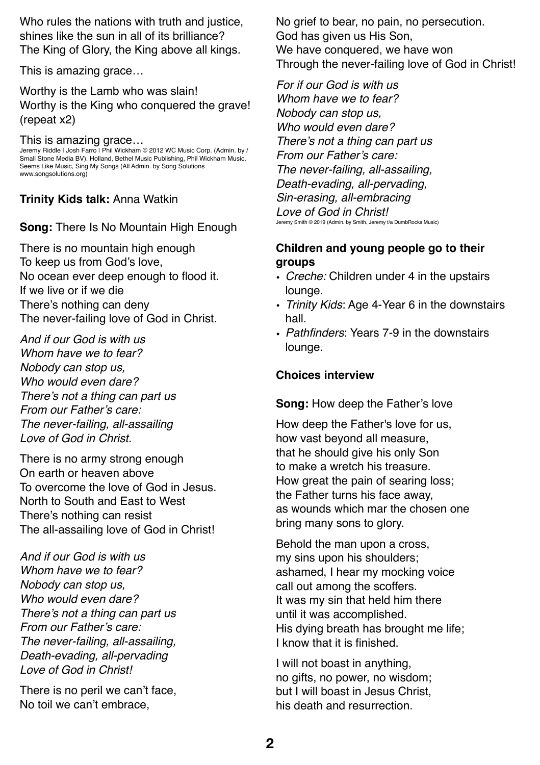Who rules the nations with truth and justice,
shines like the sun in all of its brilliance?
The King of Glory, the King above all kings.

This is amazing grace…

Worthy is the Lamb who was slain!
Worthy is the King who conquered the grave!
(repeat x2)

This is amazing grace…

Jeremy Riddle | Josh Farro | Phil Wickham © 2012 WC Music Corp. (Admin. by / Small Stone Media BV). Holland, Bethel Music Publishing, Phil Wickham Music, Seems Like Music, Sing My Songs (All Admin. by Song Solutions www.songsolutions.org)

**Trinity Kids talk:** Anna Watkin

**Song:** There Is No Mountain High Enough

There is no mountain high enough
To keep us from God's love,
No ocean ever deep enough to flood it.
If we live or if we die
There's nothing can deny
The never-failing love of God in Christ.

*And if our God is with us*
*Whom have we to fear?*
*Nobody can stop us,*
*Who would even dare?*
*There's not a thing can part us*
*From our Father's care:*
*The never-failing, all-assailing*
*Love of God in Christ.*

There is no army strong enough
On earth or heaven above
To overcome the love of God in Jesus.
North to South and East to West
There's nothing can resist
The all-assailing love of God in Christ!

*And if our God is with us*
*Whom have we to fear?*
*Nobody can stop us,*
*Who would even dare?*
*There's not a thing can part us*
*From our Father's care:*
*The never-failing, all-assailing,*
*Death-evading, all-pervading*
*Love of God in Christ!*

There is no peril we can't face,
No toil we can't embrace,
No grief to bear, no pain, no persecution.
God has given us His Son,
We have conquered, we have won
Through the never-failing love of God in Christ!

*For if our God is with us*
*Whom have we to fear?*
*Nobody can stop us,*
*Who would even dare?*
*There's not a thing can part us*
*From our Father's care:*
*The never-failing, all-assailing,*
*Death-evading, all-pervading,*
*Sin-erasing, all-embracing*
*Love of God in Christ!*

Jeremy Smith © 2019 (Admin. by Smith, Jeremy t/a DumbRocks Music)

**Children and young people go to their groups**

- *Creche:* Children under 4 in the upstairs lounge.
- *Trinity Kids*: Age 4-Year 6 in the downstairs hall.
- *Pathfinders*: Years 7-9 in the downstairs lounge.

**Choices interview**

**Song:** How deep the Father's love

How deep the Father's love for us,
how vast beyond all measure,
that he should give his only Son
to make a wretch his treasure.
How great the pain of searing loss;
the Father turns his face away,
as wounds which mar the chosen one
bring many sons to glory.

Behold the man upon a cross,
my sins upon his shoulders;
ashamed, I hear my mocking voice
call out among the scoffers.
It was my sin that held him there
until it was accomplished.
His dying breath has brought me life;
I know that it is finished.

I will not boast in anything,
no gifts, no power, no wisdom;
but I will boast in Jesus Christ,
his death and resurrection.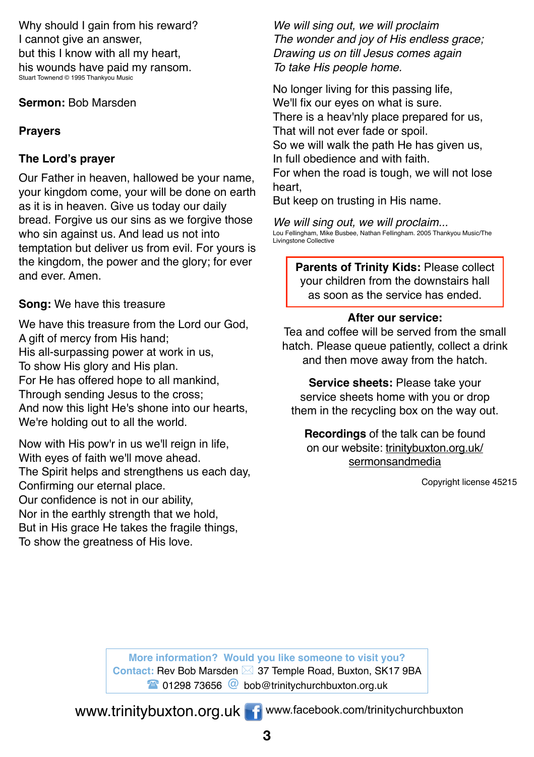Why should I gain from his reward?
I cannot give an answer,
but this I know with all my heart,
his wounds have paid my ransom.

Stuart Townend © 1995 Thankyou Music

**Sermon:** Bob Marsden

**Prayers**

**The Lord's prayer**

Our Father in heaven, hallowed be your name, your kingdom come, your will be done on earth as it is in heaven. Give us today our daily bread. Forgive us our sins as we forgive those who sin against us. And lead us not into temptation but deliver us from evil. For yours is the kingdom, the power and the glory; for ever and ever. Amen.

**Song:** We have this treasure

We have this treasure from the Lord our God,
A gift of mercy from His hand;
His all-surpassing power at work in us,
To show His glory and His plan.
For He has offered hope to all mankind,
Through sending Jesus to the cross;
And now this light He's shone into our hearts,
We're holding out to all the world.

Now with His pow'r in us we'll reign in life,
With eyes of faith we'll move ahead.
The Spirit helps and strengthens us each day,
Confirming our eternal place.
Our confidence is not in our ability,
Nor in the earthly strength that we hold,
But in His grace He takes the fragile things,
To show the greatness of His love.

*We will sing out, we will proclaim*
*The wonder and joy of His endless grace;*
*Drawing us on till Jesus comes again*
*To take His people home.*

No longer living for this passing life,
We'll fix our eyes on what is sure.
There is a heav'nly place prepared for us,
That will not ever fade or spoil.
So we will walk the path He has given us,
In full obedience and with faith.
For when the road is tough, we will not lose heart,
But keep on trusting in His name.

*We will sing out, we will proclaim...*

Lou Fellingham, Mike Busbee, Nathan Fellingham. 2005 Thankyou Music/The Livingstone Collective

**Parents of Trinity Kids:** Please collect your children from the downstairs hall as soon as the service has ended.

**After our service:**
Tea and coffee will be served from the small hatch. Please queue patiently, collect a drink and then move away from the hatch.

**Service sheets:** Please take your service sheets home with you or drop them in the recycling box on the way out.

**Recordings** of the talk can be found on our website: trinitybuxton.org.uk/sermonsandmedia

Copyright license 45215

**More information? Would you like someone to visit you?**
**Contact:** Rev Bob Marsden 37 Temple Road, Buxton, SK17 9BA
01298 73656 bob@trinitychurchbuxton.org.uk

www.trinitybuxton.org.uk www.facebook.com/trinitychurchbuxton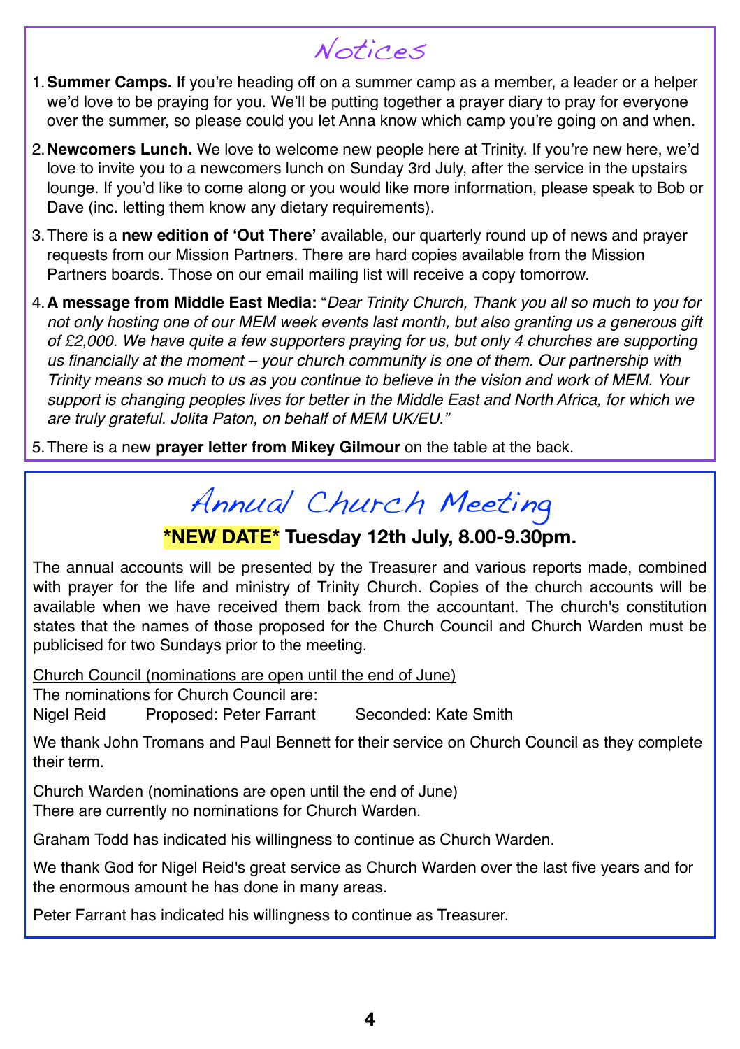# Notices

1. **Summer Camps.** If you're heading off on a summer camp as a member, a leader or a helper we'd love to be praying for you. We'll be putting together a prayer diary to pray for everyone over the summer, so please could you let Anna know which camp you're going on and when.
2. **Newcomers Lunch.** We love to welcome new people here at Trinity. If you're new here, we'd love to invite you to a newcomers lunch on Sunday 3rd July, after the service in the upstairs lounge. If you'd like to come along or you would like more information, please speak to Bob or Dave (inc. letting them know any dietary requirements).
3. There is a **new edition of 'Out There'** available, our quarterly round up of news and prayer requests from our Mission Partners. There are hard copies available from the Mission Partners boards. Those on our email mailing list will receive a copy tomorrow.
4. **A message from Middle East Media:** "*Dear Trinity Church, Thank you all so much to you for not only hosting one of our MEM week events last month, but also granting us a generous gift of £2,000. We have quite a few supporters praying for us, but only 4 churches are supporting us financially at the moment – your church community is one of them. Our partnership with Trinity means so much to us as you continue to believe in the vision and work of MEM. Your support is changing peoples lives for better in the Middle East and North Africa, for which we are truly grateful. Jolita Paton, on behalf of MEM UK/EU.*"
5. There is a new **prayer letter from Mikey Gilmour** on the table at the back.

# Annual Church Meeting

**\*NEW DATE\* Tuesday 12th July, 8.00-9.30pm.**

The annual accounts will be presented by the Treasurer and various reports made, combined with prayer for the life and ministry of Trinity Church. Copies of the church accounts will be available when we have received them back from the accountant. The church's constitution states that the names of those proposed for the Church Council and Church Warden must be publicised for two Sundays prior to the meeting.

Church Council (nominations are open until the end of June)
The nominations for Church Council are:
Nigel Reid Proposed: Peter Farrant Seconded: Kate Smith

We thank John Tromans and Paul Bennett for their service on Church Council as they complete their term.

Church Warden (nominations are open until the end of June)
There are currently no nominations for Church Warden.

Graham Todd has indicated his willingness to continue as Church Warden.

We thank God for Nigel Reid's great service as Church Warden over the last five years and for the enormous amount he has done in many areas.

Peter Farrant has indicated his willingness to continue as Treasurer.